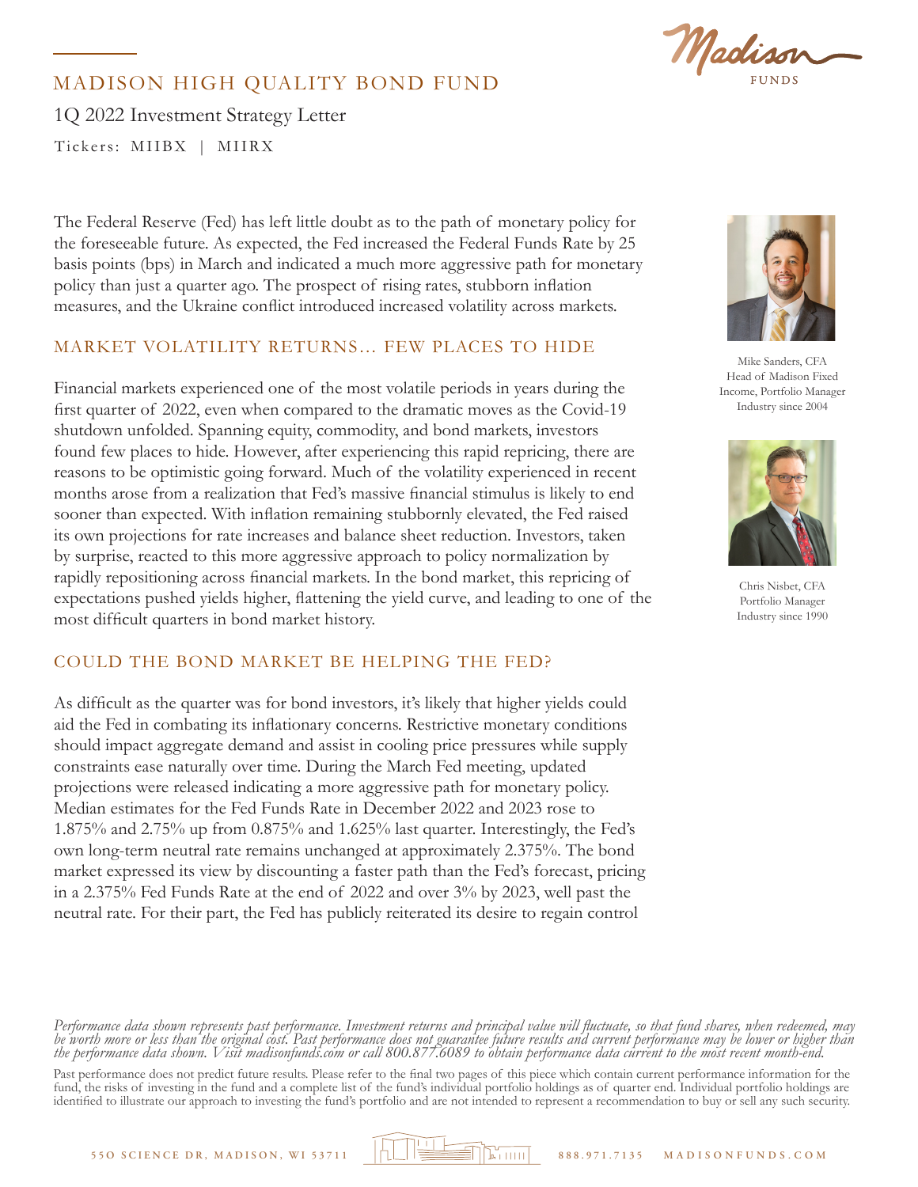# MADISON HIGH QUALITY BOND FUND

1Q 2022 Investment Strategy Letter

Tickers: MIIBX | MIIRX

The Federal Reserve (Fed) has left little doubt as to the path of monetary policy for the foreseeable future. As expected, the Fed increased the Federal Funds Rate by 25 basis points (bps) in March and indicated a much more aggressive path for monetary policy than just a quarter ago. The prospect of rising rates, stubborn inflation measures, and the Ukraine conflict introduced increased volatility across markets.

Mike Sanders, CFA
Head of Madison Fixed Income, Portfolio Manager
Industry since 2004

Chris Nisbet, CFA
Portfolio Manager
Industry since 1990

## MARKET VOLATILITY RETURNS... FEW PLACES TO HIDE

Financial markets experienced one of the most volatile periods in years during the first quarter of 2022, even when compared to the dramatic moves as the Covid-19 shutdown unfolded. Spanning equity, commodity, and bond markets, investors found few places to hide. However, after experiencing this rapid repricing, there are reasons to be optimistic going forward. Much of the volatility experienced in recent months arose from a realization that Fed's massive financial stimulus is likely to end sooner than expected. With inflation remaining stubbornly elevated, the Fed raised its own projections for rate increases and balance sheet reduction. Investors, taken by surprise, reacted to this more aggressive approach to policy normalization by rapidly repositioning across financial markets. In the bond market, this repricing of expectations pushed yields higher, flattening the yield curve, and leading to one of the most difficult quarters in bond market history.

## COULD THE BOND MARKET BE HELPING THE FED?

As difficult as the quarter was for bond investors, it's likely that higher yields could aid the Fed in combating its inflationary concerns. Restrictive monetary conditions should impact aggregate demand and assist in cooling price pressures while supply constraints ease naturally over time. During the March Fed meeting, updated projections were released indicating a more aggressive path for monetary policy. Median estimates for the Fed Funds Rate in December 2022 and 2023 rose to 1.875% and 2.75% up from 0.875% and 1.625% last quarter. Interestingly, the Fed's own long-term neutral rate remains unchanged at approximately 2.375%. The bond market expressed its view by discounting a faster path than the Fed's forecast, pricing in a 2.375% Fed Funds Rate at the end of 2022 and over 3% by 2023, well past the neutral rate. For their part, the Fed has publicly reiterated its desire to regain control

*Performance data shown represents past performance. Investment returns and principal value will fluctuate, so that fund shares, when redeemed, may be worth more or less than the original cost. Past performance does not guarantee future results and current performance may be lower or higher than the performance data shown. Visit madisonfunds.com or call 800.877.6089 to obtain performance data current to the most recent month-end.*

Past performance does not predict future results. Please refer to the final two pages of this piece which contain current performance information for the fund, the risks of investing in the fund and a complete list of the fund's individual portfolio holdings as of quarter end. Individual portfolio holdings are identified to illustrate our approach to investing the fund's portfolio and are not intended to represent a recommendation to buy or sell any such security.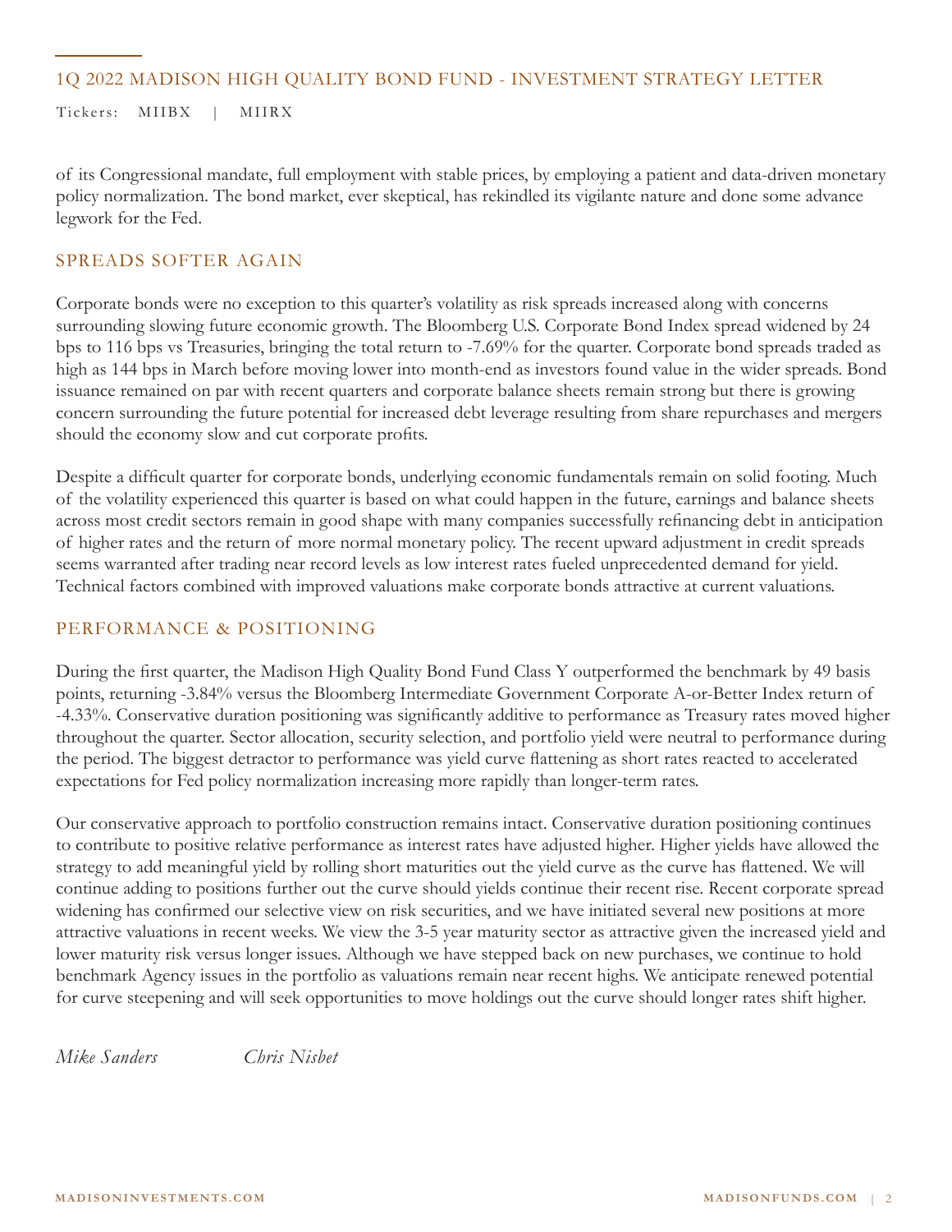of its Congressional mandate, full employment with stable prices, by employing a patient and data-driven monetary policy normalization. The bond market, ever skeptical, has rekindled its vigilante nature and done some advance legwork for the Fed.

## SPREADS SOFTER AGAIN

Corporate bonds were no exception to this quarter's volatility as risk spreads increased along with concerns surrounding slowing future economic growth. The Bloomberg U.S. Corporate Bond Index spread widened by 24 bps to 116 bps vs Treasuries, bringing the total return to -7.69% for the quarter. Corporate bond spreads traded as high as 144 bps in March before moving lower into month-end as investors found value in the wider spreads. Bond issuance remained on par with recent quarters and corporate balance sheets remain strong but there is growing concern surrounding the future potential for increased debt leverage resulting from share repurchases and mergers should the economy slow and cut corporate profits.

Despite a difficult quarter for corporate bonds, underlying economic fundamentals remain on solid footing. Much of the volatility experienced this quarter is based on what could happen in the future, earnings and balance sheets across most credit sectors remain in good shape with many companies successfully refinancing debt in anticipation of higher rates and the return of more normal monetary policy. The recent upward adjustment in credit spreads seems warranted after trading near record levels as low interest rates fueled unprecedented demand for yield. Technical factors combined with improved valuations make corporate bonds attractive at current valuations.

## PERFORMANCE & POSITIONING

During the first quarter, the Madison High Quality Bond Fund Class Y outperformed the benchmark by 49 basis points, returning -3.84% versus the Bloomberg Intermediate Government Corporate A-or-Better Index return of -4.33%. Conservative duration positioning was significantly additive to performance as Treasury rates moved higher throughout the quarter. Sector allocation, security selection, and portfolio yield were neutral to performance during the period. The biggest detractor to performance was yield curve flattening as short rates reacted to accelerated expectations for Fed policy normalization increasing more rapidly than longer-term rates.

Our conservative approach to portfolio construction remains intact. Conservative duration positioning continues to contribute to positive relative performance as interest rates have adjusted higher. Higher yields have allowed the strategy to add meaningful yield by rolling short maturities out the yield curve as the curve has flattened. We will continue adding to positions further out the curve should yields continue their recent rise. Recent corporate spread widening has confirmed our selective view on risk securities, and we have initiated several new positions at more attractive valuations in recent weeks. We view the 3-5 year maturity sector as attractive given the increased yield and lower maturity risk versus longer issues. Although we have stepped back on new purchases, we continue to hold benchmark Agency issues in the portfolio as valuations remain near recent highs. We anticipate renewed potential for curve steepening and will seek opportunities to move holdings out the curve should longer rates shift higher.

*Mike Sanders* *Chris Nisbet*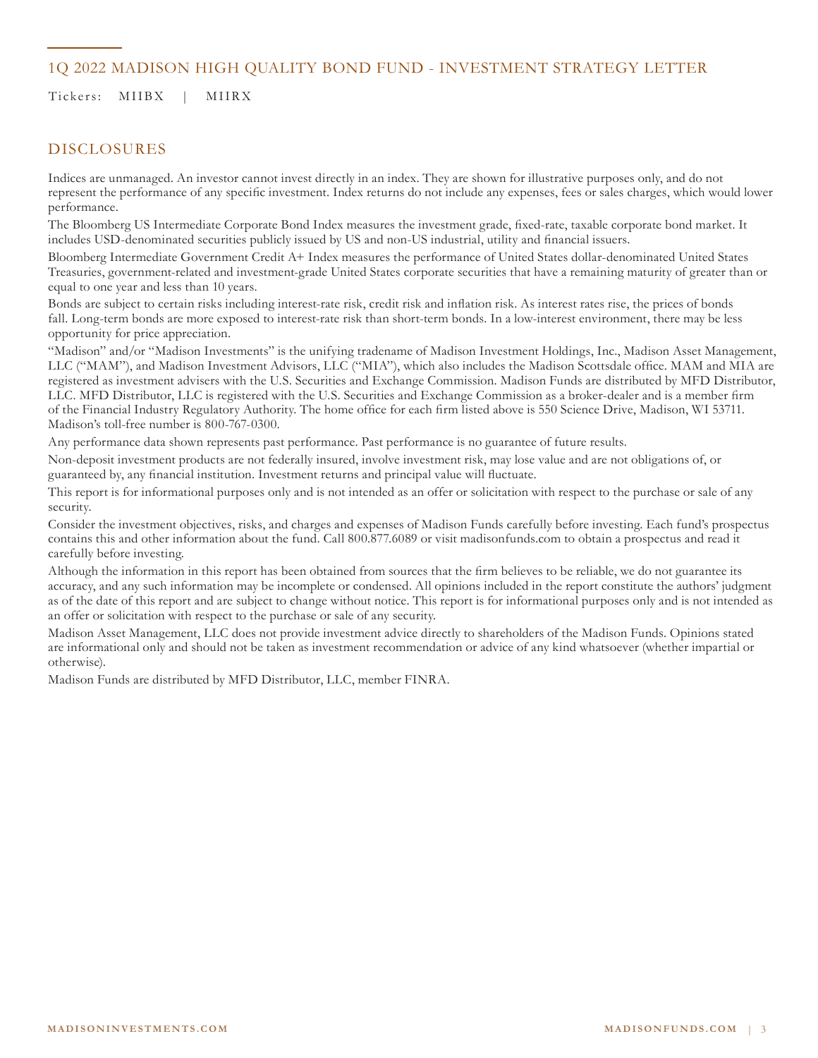## 1Q 2022 MADISON HIGH QUALITY BOND FUND - INVESTMENT STRATEGY LETTER

Tickers: MIIBX | MIIRX

## DISCLOSURES

Indices are unmanaged. An investor cannot invest directly in an index. They are shown for illustrative purposes only, and do not represent the performance of any specific investment. Index returns do not include any expenses, fees or sales charges, which would lower performance.

The Bloomberg US Intermediate Corporate Bond Index measures the investment grade, fixed-rate, taxable corporate bond market. It includes USD-denominated securities publicly issued by US and non-US industrial, utility and financial issuers.

Bloomberg Intermediate Government Credit A+ Index measures the performance of United States dollar-denominated United States Treasuries, government-related and investment-grade United States corporate securities that have a remaining maturity of greater than or equal to one year and less than 10 years.

Bonds are subject to certain risks including interest-rate risk, credit risk and inflation risk. As interest rates rise, the prices of bonds fall. Long-term bonds are more exposed to interest-rate risk than short-term bonds. In a low-interest environment, there may be less opportunity for price appreciation.

"Madison" and/or "Madison Investments" is the unifying tradename of Madison Investment Holdings, Inc., Madison Asset Management, LLC ("MAM"), and Madison Investment Advisors, LLC ("MIA"), which also includes the Madison Scottsdale office. MAM and MIA are registered as investment advisers with the U.S. Securities and Exchange Commission. Madison Funds are distributed by MFD Distributor, LLC. MFD Distributor, LLC is registered with the U.S. Securities and Exchange Commission as a broker-dealer and is a member firm of the Financial Industry Regulatory Authority. The home office for each firm listed above is 550 Science Drive, Madison, WI 53711. Madison's toll-free number is 800-767-0300.

Any performance data shown represents past performance. Past performance is no guarantee of future results.

Non-deposit investment products are not federally insured, involve investment risk, may lose value and are not obligations of, or guaranteed by, any financial institution. Investment returns and principal value will fluctuate.

This report is for informational purposes only and is not intended as an offer or solicitation with respect to the purchase or sale of any security.

Consider the investment objectives, risks, and charges and expenses of Madison Funds carefully before investing. Each fund's prospectus contains this and other information about the fund. Call 800.877.6089 or visit madisonfunds.com to obtain a prospectus and read it carefully before investing.

Although the information in this report has been obtained from sources that the firm believes to be reliable, we do not guarantee its accuracy, and any such information may be incomplete or condensed. All opinions included in the report constitute the authors' judgment as of the date of this report and are subject to change without notice. This report is for informational purposes only and is not intended as an offer or solicitation with respect to the purchase or sale of any security.

Madison Asset Management, LLC does not provide investment advice directly to shareholders of the Madison Funds. Opinions stated are informational only and should not be taken as investment recommendation or advice of any kind whatsoever (whether impartial or otherwise).

Madison Funds are distributed by MFD Distributor, LLC, member FINRA.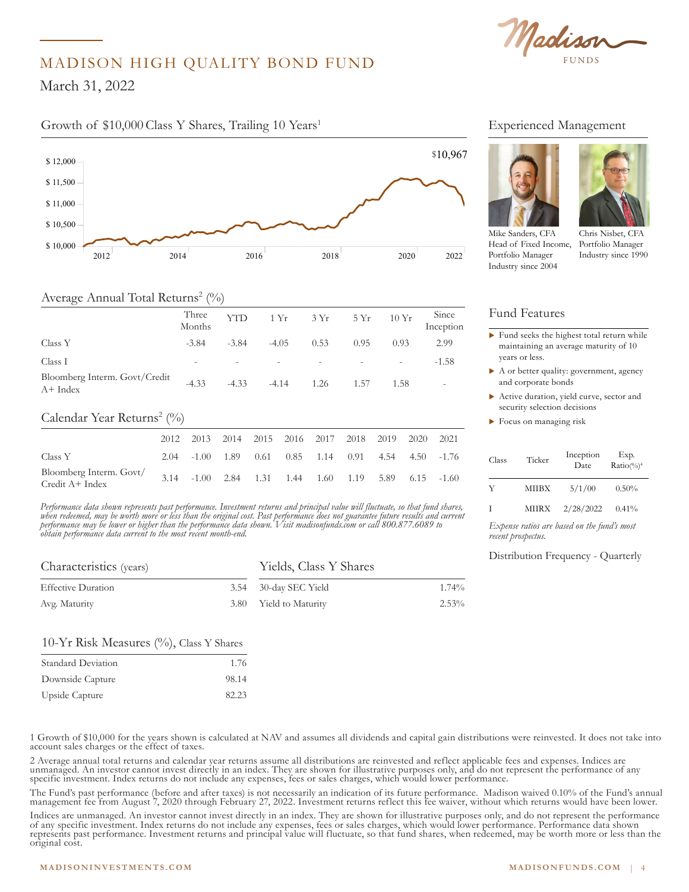# MADISON HIGH QUALITY BOND FUND

March 31, 2022

## Growth of $10,000 Class Y Shares, Trailing 10 Years[1]

$10,967

$ 12,000
$ 11,500
$ 11,000
$ 10,500
$ 10,000

2012 2014 2016 2018 2020 2022

## Average Annual Total Returns[2] (%)

| | Three Months | YTD | 1 Yr | 3 Yr | 5 Yr | 10 Yr | Since Inception |
|---|---|---|---|---|---|---|---|
| Class Y | -3.84 | -3.84 | -4.05 | 0.53 | 0.95 | 0.93 | 2.99 |
| Class I | - | - | - | - | - | - | -1.58 |
| Bloomberg Interm. Govt/Credit A+ Index | -4.33 | -4.33 | -4.14 | 1.26 | 1.57 | 1.58 | - |

## Calendar Year Returns[2] (%)

| | 2012 | 2013 | 2014 | 2015 | 2016 | 2017 | 2018 | 2019 | 2020 | 2021 |
|---|---|---|---|---|---|---|---|---|---|---|
| Class Y | 2.04 | -1.00 | 1.89 | 0.61 | 0.85 | 1.14 | 0.91 | 4.54 | 4.50 | -1.76 |
| Bloomberg Interm. Govt/ Credit A+ Index | 3.14 | -1.00 | 2.84 | 1.31 | 1.44 | 1.60 | 1.19 | 5.89 | 6.15 | -1.60 |

*Performance data shown represents past performance. Investment returns and principal value will fluctuate, so that fund shares, when redeemed, may be worth more or less than the original cost. Past performance does not guarantee future results and current performance may be lower or higher than the performance data shown. Visit madisonfunds.com or call 800.877.6089 to obtain performance data current to the most recent month-end.*

## Characteristics (years)

| | |
|---|---|
| Effective Duration | 3.54 |
| Avg. Maturity | 3.80 |

## Yields, Class Y Shares

| | |
|---|---|
| 30-day SEC Yield | 1.74% |
| Yield to Maturity | 2.53% |

## 10-Yr Risk Measures (%), Class Y Shares

| | |
|---|---|
| Standard Deviation | 1.76 |
| Downside Capture | 98.14 |
| Upside Capture | 82.23 |

## Experienced Management

Mike Sanders, CFA
Head of Fixed Income, Portfolio Manager
Industry since 2004

Chris Nisbet, CFA
Portfolio Manager
Industry since 1990

## Fund Features

- Fund seeks the highest total return while maintaining an average maturity of 10 years or less.
- A or better quality: government, agency and corporate bonds
- Active duration, yield curve, sector and security selection decisions
- Focus on managing risk

| Class | Ticker | Inception Date | Exp. Ratio(%)[4] |
|---|---|---|---|
| Y | MIIBX | 5/1/00 | 0.50% |
| I | MIIRX | 2/28/2022 | 0.41% |

*Expense ratios are based on the fund's most recent prospectus.*

Distribution Frequency - Quarterly

1 Growth of $10,000 for the years shown is calculated at NAV and assumes all dividends and capital gain distributions were reinvested. It does not take into account sales charges or the effect of taxes.

2 Average annual total returns and calendar year returns assume all distributions are reinvested and reflect applicable fees and expenses. Indices are unmanaged. An investor cannot invest directly in an index. They are shown for illustrative purposes only, and do not represent the performance of any specific investment. Index returns do not include any expenses, fees or sales charges, which would lower performance.

The Fund's past performance (before and after taxes) is not necessarily an indication of its future performance. Madison waived 0.10% of the Fund's annual management fee from August 7, 2020 through February 27, 2022. Investment returns reflect this fee waiver, without which returns would have been lower.

Indices are unmanaged. An investor cannot invest directly in an index. They are shown for illustrative purposes only, and do not represent the performance of any specific investment. Index returns do not include any expenses, fees or sales charges, which would lower performance. Performance data shown represents past performance. Investment returns and principal value will fluctuate, so that fund shares, when redeemed, may be worth more or less than the original cost.

MADISONINVESTMENTS.COM

MADISONFUNDS.COM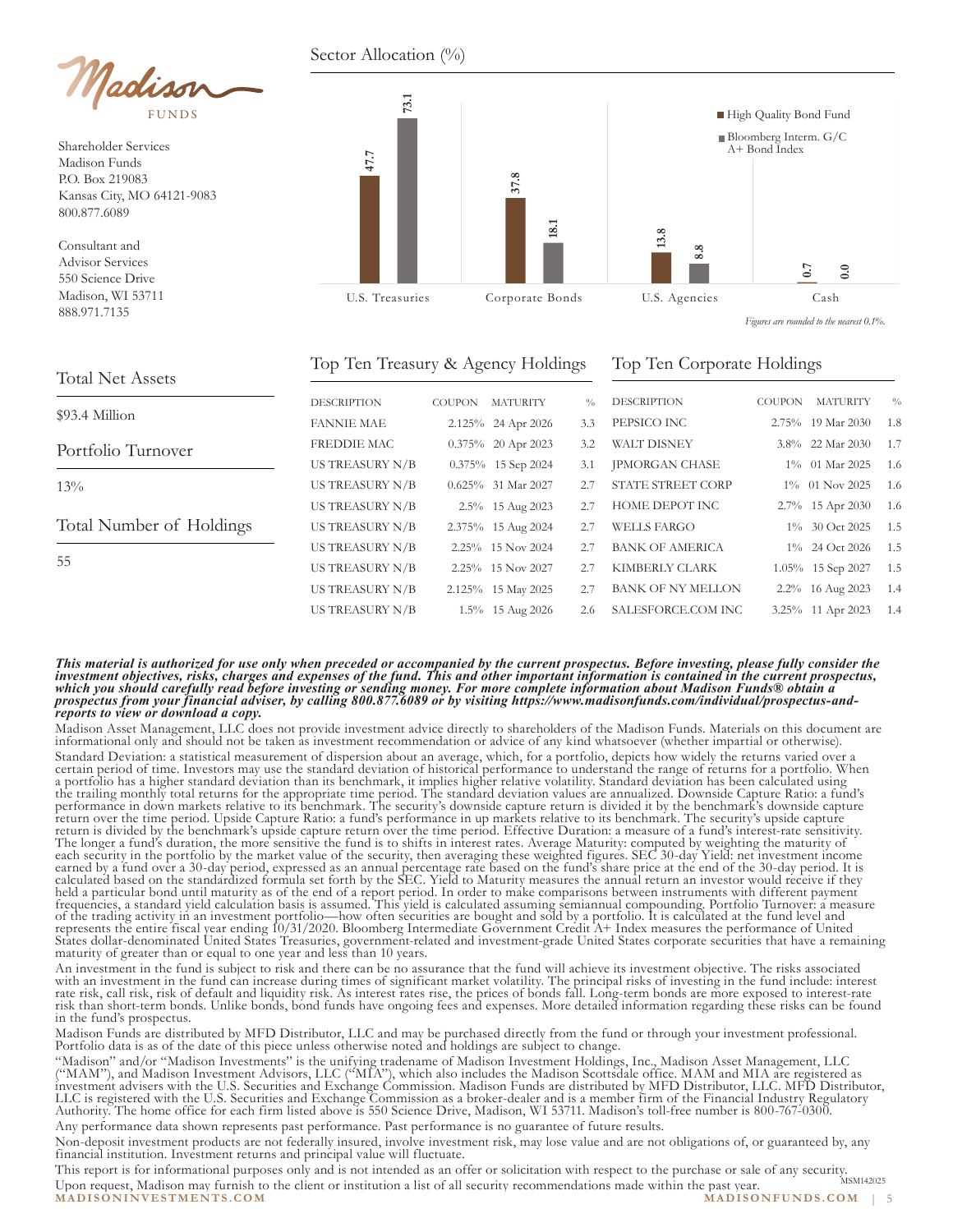Madison FUNDS

Shareholder Services
Madison Funds
P.O. Box 219083
Kansas City, MO 64121-9083
800.877.6089

Consultant and
Advisor Services
550 Science Drive
Madison, WI 53711
888.971.7135

## Sector Allocation (%)

High Quality Bond Fund
Bloomberg Interm. G/C A+ Bond Index

U.S. Treasuries: 47.7, 73.1
Corporate Bonds: 37.8, 18.1
U.S. Agencies: 13.8, 8.8
Cash: 0.7, 0.0

*Figures are rounded to the nearest 0.1%.*

## Total Net Assets

$93.4 Million

## Portfolio Turnover

13%

## Total Number of Holdings

55

## Top Ten Treasury & Agency Holdings

| DESCRIPTION | COUPON | MATURITY | % |
|---|---|---|---|
| FANNIE MAE | 2.125% | 24 Apr 2026 | 3.3 |
| FREDDIE MAC | 0.375% | 20 Apr 2023 | 3.2 |
| US TREASURY N/B | 0.375% | 15 Sep 2024 | 3.1 |
| US TREASURY N/B | 0.625% | 31 Mar 2027 | 2.7 |
| US TREASURY N/B | 2.5% | 15 Aug 2023 | 2.7 |
| US TREASURY N/B | 2.375% | 15 Aug 2024 | 2.7 |
| US TREASURY N/B | 2.25% | 15 Nov 2024 | 2.7 |
| US TREASURY N/B | 2.25% | 15 Nov 2027 | 2.7 |
| US TREASURY N/B | 2.125% | 15 May 2025 | 2.7 |
| US TREASURY N/B | 1.5% | 15 Aug 2026 | 2.6 |

## Top Ten Corporate Holdings

| DESCRIPTION | COUPON | MATURITY | % |
|---|---|---|---|
| PEPSICO INC | 2.75% | 19 Mar 2030 | 1.8 |
| WALT DISNEY | 3.8% | 22 Mar 2030 | 1.7 |
| JPMORGAN CHASE | 1% | 01 Mar 2025 | 1.6 |
| STATE STREET CORP | 1% | 01 Nov 2025 | 1.6 |
| HOME DEPOT INC | 2.7% | 15 Apr 2030 | 1.6 |
| WELLS FARGO | 1% | 30 Oct 2025 | 1.5 |
| BANK OF AMERICA | 1% | 24 Oct 2026 | 1.5 |
| KIMBERLY CLARK | 1.05% | 15 Sep 2027 | 1.5 |
| BANK OF NY MELLON | 2.2% | 16 Aug 2023 | 1.4 |
| SALESFORCE.COM INC | 3.25% | 11 Apr 2023 | 1.4 |

***This material is authorized for use only when preceded or accompanied by the current prospectus. Before investing, please fully consider the investment objectives, risks, charges and expenses of the fund. This and other important information is contained in the current prospectus, which you should carefully read before investing or sending money. For more complete information about Madison Funds® obtain a prospectus from your financial adviser, by calling 800.877.6089 or by visiting https://www.madisonfunds.com/individual/prospectus-and-reports to view or download a copy.***

Madison Asset Management, LLC does not provide investment advice directly to shareholders of the Madison Funds. Materials on this document are informational only and should not be taken as investment recommendation or advice of any kind whatsoever (whether impartial or otherwise).

Standard Deviation: a statistical measurement of dispersion about an average, which, for a portfolio, depicts how widely the returns varied over a certain period of time. Investors may use the standard deviation of historical performance to understand the range of returns for a portfolio. When a portfolio has a higher standard deviation than its benchmark, it implies higher relative volatility. Standard deviation has been calculated using the trailing monthly total returns for the appropriate time period. The standard deviation values are annualized. Downside Capture Ratio: a fund's performance in down markets relative to its benchmark. The security's downside capture return is divided it by the benchmark's downside capture return over the time period. Upside Capture Ratio: a fund's performance in up markets relative to its benchmark. The security's upside capture return is divided by the benchmark's upside capture return over the time period. Effective Duration: a measure of a fund's interest-rate sensitivity. The longer a fund's duration, the more sensitive the fund is to shifts in interest rates. Average Maturity: computed by weighting the maturity of each security in the portfolio by the market value of the security, then averaging these weighted figures. SEC 30-day Yield: net investment income earned by a fund over a 30-day period, expressed as an annual percentage rate based on the fund's share price at the end of the 30-day period. It is calculated based on the standardized formula set forth by the SEC. Yield to Maturity measures the annual return an investor would receive if they held a particular bond until maturity as of the end of a report period. In order to make comparisons between instruments with different payment frequencies, a standard yield calculation basis is assumed. This yield is calculated assuming semiannual compounding. Portfolio Turnover: a measure of the trading activity in an investment portfolio—how often securities are bought and sold by a portfolio. It is calculated at the fund level and represents the entire fiscal year ending 10/31/2020. Bloomberg Intermediate Government Credit A+ Index measures the performance of United States dollar-denominated United States Treasuries, government-related and investment-grade United States corporate securities that have a remaining maturity of greater than or equal to one year and less than 10 years.

An investment in the fund is subject to risk and there can be no assurance that the fund will achieve its investment objective. The risks associated with an investment in the fund can increase during times of significant market volatility. The principal risks of investing in the fund include: interest rate risk, call risk, risk of default and liquidity risk. As interest rates rise, the prices of bonds fall. Long-term bonds are more exposed to interest-rate risk than short-term bonds. Unlike bonds, bond funds have ongoing fees and expenses. More detailed information regarding these risks can be found in the fund's prospectus.

Madison Funds are distributed by MFD Distributor, LLC and may be purchased directly from the fund or through your investment professional. Portfolio data is as of the date of this piece unless otherwise noted and holdings are subject to change.

"Madison" and/or "Madison Investments" is the unifying tradename of Madison Investment Holdings, Inc., Madison Asset Management, LLC ("MAM"), and Madison Investment Advisors, LLC ("MIA"), which also includes the Madison Scottsdale office. MAM and MIA are registered as investment advisers with the U.S. Securities and Exchange Commission. Madison Funds are distributed by MFD Distributor, LLC. MFD Distributor, LLC is registered with the U.S. Securities and Exchange Commission as a broker-dealer and is a member firm of the Financial Industry Regulatory Authority. The home office for each firm listed above is 550 Science Drive, Madison, WI 53711. Madison's toll-free number is 800-767-0300.

Any performance data shown represents past performance. Past performance is no guarantee of future results.

Non-deposit investment products are not federally insured, involve investment risk, may lose value and are not obligations of, or guaranteed by, any financial institution. Investment returns and principal value will fluctuate.

This report is for informational purposes only and is not intended as an offer or solicitation with respect to the purchase or sale of any security.

Upon request, Madison may furnish to the client or institution a list of all security recommendations made within the past year.

MSM142025

MADISONINVESTMENTS.COM

MADISONFUNDS.COM